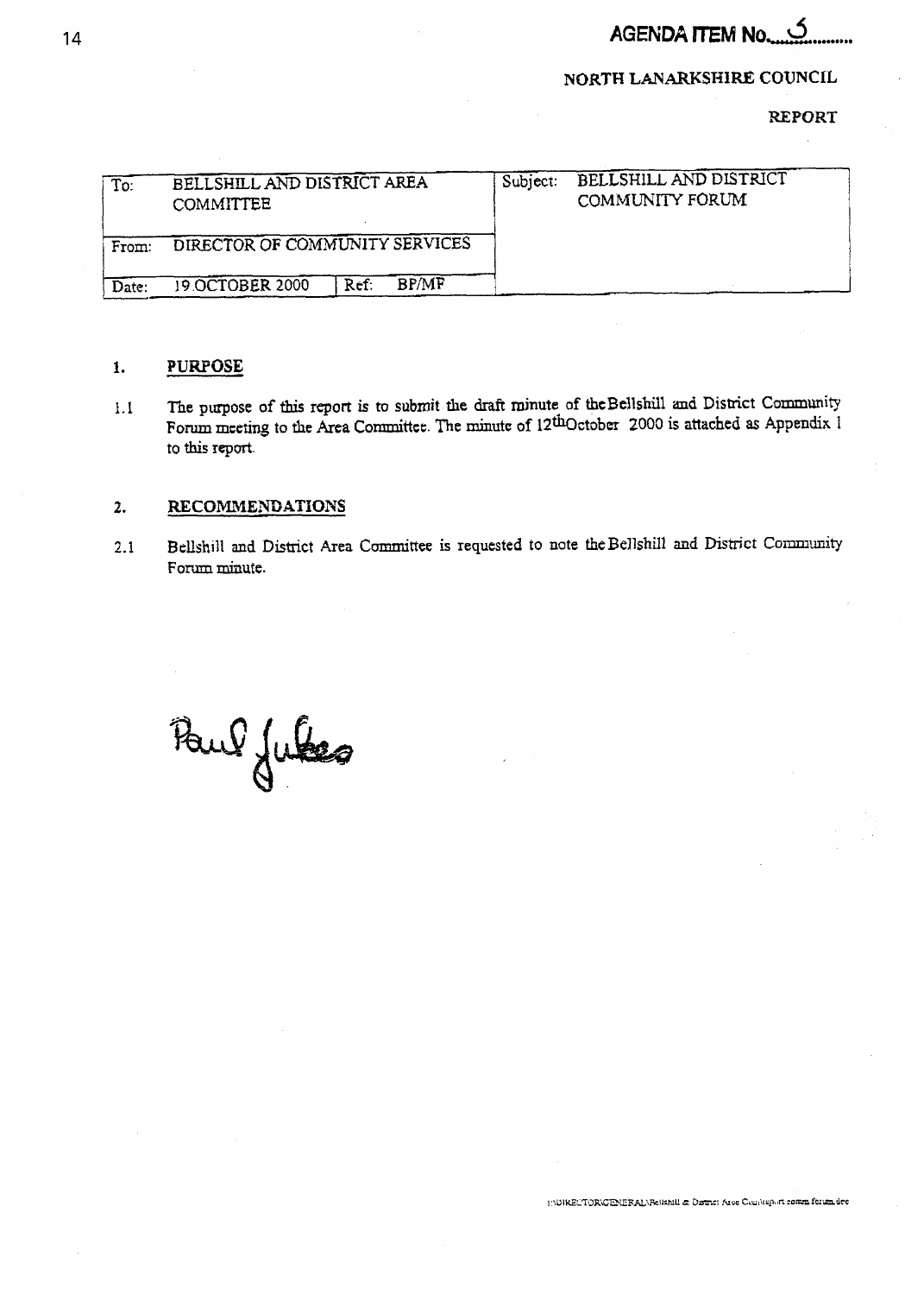**AGENDA ITEM No. 5**

**NORTH LANARKSHIRE COUNCIL**

**REPORT**

| To: | BELLSHILL AND DISTRICT AREA COMMITTEE | | | Subject: | BELLSHILL AND DISTRICT COMMUNITY FORUM |
|---|---|---|---|---|---|
| From: | DIRECTOR OF COMMUNITY SERVICES | | | | |
| Date: | 19 OCTOBER 2000 | Ref: | BP/MF | | |

## 1. PURPOSE

1.1 The purpose of this report is to submit the draft minute of the Bellshill and District Community Forum meeting to the Area Committee. The minute of 12th October 2000 is attached as Appendix 1 to this report.

## 2. RECOMMENDATIONS

2.1 Bellshill and District Area Committee is requested to note the Bellshill and District Community Forum minute.

Paul Jukes

I:\DIRECTOR\GENERAL\Bellshill & District Area Com\report comm forum.doc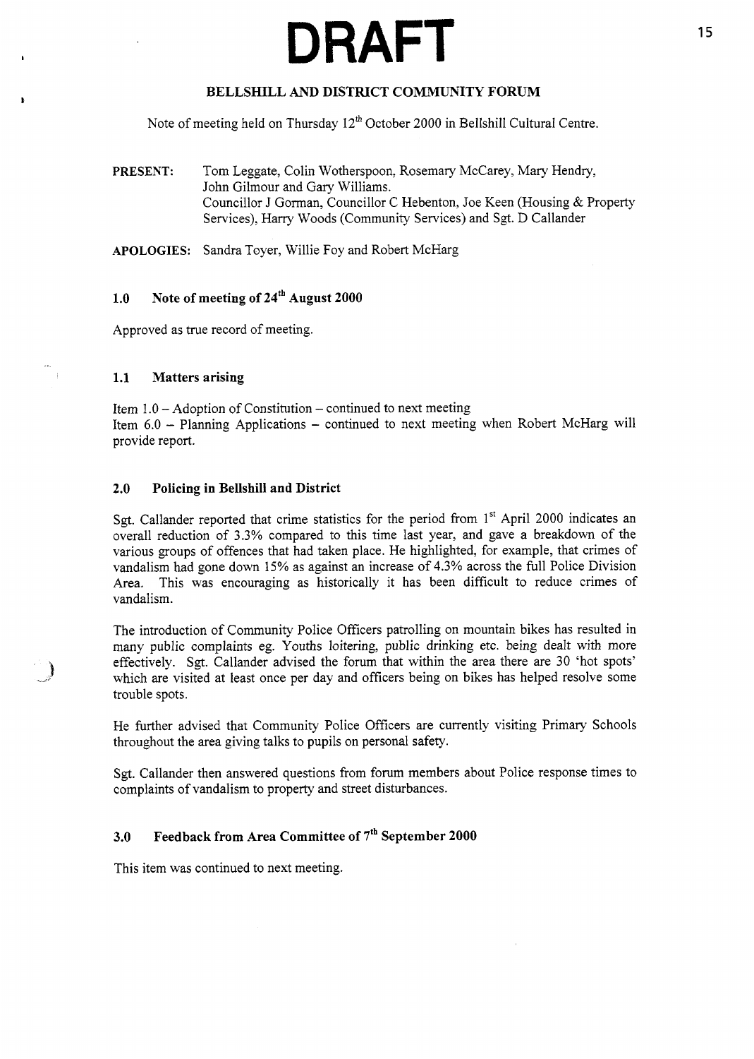# DRAFT

## BELLSHILL AND DISTRICT COMMUNITY FORUM

Note of meeting held on Thursday 12th October 2000 in Bellshill Cultural Centre.

**PRESENT:** Tom Leggate, Colin Wotherspoon, Rosemary McCarey, Mary Hendry, John Gilmour and Gary Williams.
Councillor J Gorman, Councillor C Hebenton, Joe Keen (Housing & Property Services), Harry Woods (Community Services) and Sgt. D Callander

**APOLOGIES:** Sandra Toyer, Willie Foy and Robert McHarg

### 1.0 Note of meeting of 24th August 2000

Approved as true record of meeting.

### 1.1 Matters arising

Item 1.0 – Adoption of Constitution – continued to next meeting
Item 6.0 – Planning Applications – continued to next meeting when Robert McHarg will provide report.

### 2.0 Policing in Bellshill and District

Sgt. Callander reported that crime statistics for the period from 1st April 2000 indicates an overall reduction of 3.3% compared to this time last year, and gave a breakdown of the various groups of offences that had taken place. He highlighted, for example, that crimes of vandalism had gone down 15% as against an increase of 4.3% across the full Police Division Area. This was encouraging as historically it has been difficult to reduce crimes of vandalism.

The introduction of Community Police Officers patrolling on mountain bikes has resulted in many public complaints eg. Youths loitering, public drinking etc. being dealt with more effectively. Sgt. Callander advised the forum that within the area there are 30 'hot spots' which are visited at least once per day and officers being on bikes has helped resolve some trouble spots.

He further advised that Community Police Officers are currently visiting Primary Schools throughout the area giving talks to pupils on personal safety.

Sgt. Callander then answered questions from forum members about Police response times to complaints of vandalism to property and street disturbances.

### 3.0 Feedback from Area Committee of 7th September 2000

This item was continued to next meeting.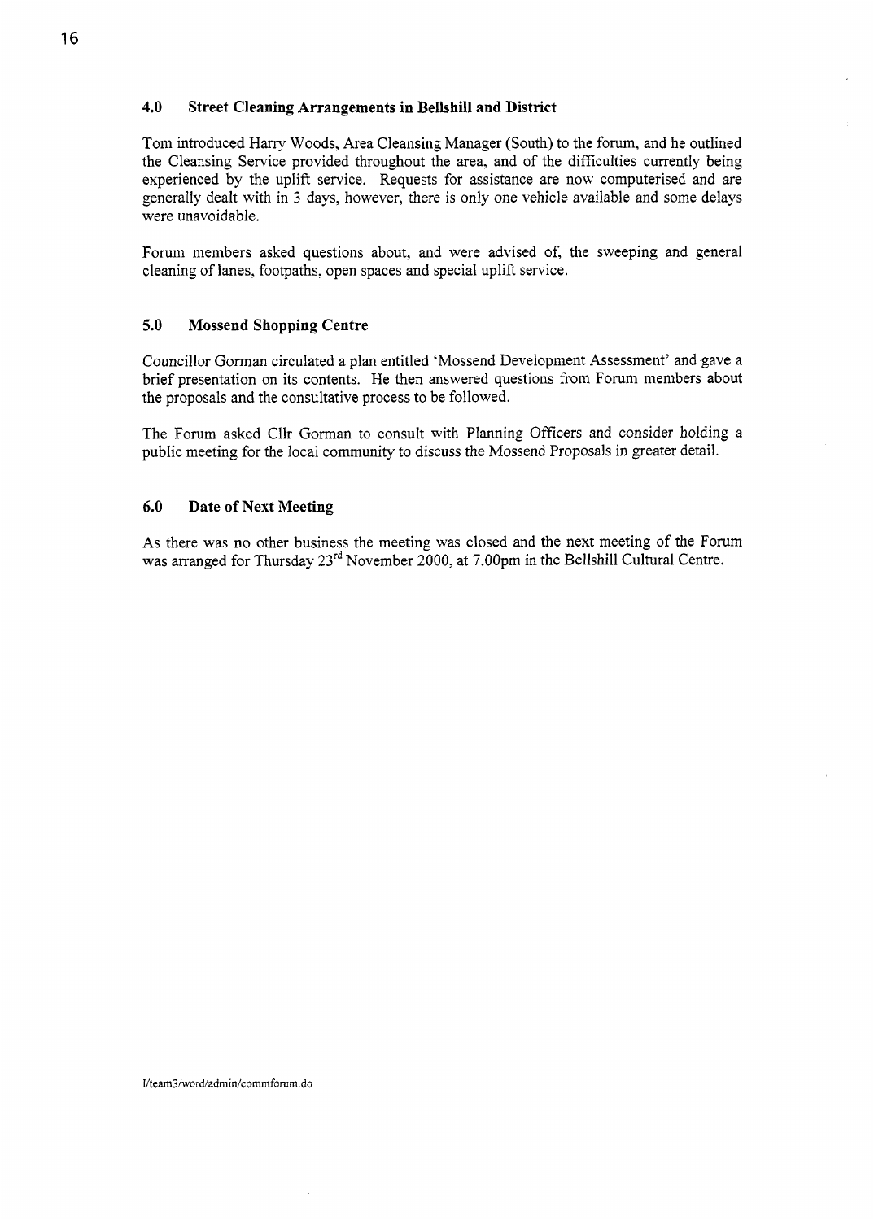## 4.0 Street Cleaning Arrangements in Bellshill and District

Tom introduced Harry Woods, Area Cleansing Manager (South) to the forum, and he outlined the Cleansing Service provided throughout the area, and of the difficulties currently being experienced by the uplift service. Requests for assistance are now computerised and are generally dealt with in 3 days, however, there is only one vehicle available and some delays were unavoidable.

Forum members asked questions about, and were advised of, the sweeping and general cleaning of lanes, footpaths, open spaces and special uplift service.

## 5.0 Mossend Shopping Centre

Councillor Gorman circulated a plan entitled 'Mossend Development Assessment' and gave a brief presentation on its contents. He then answered questions from Forum members about the proposals and the consultative process to be followed.

The Forum asked Cllr Gorman to consult with Planning Officers and consider holding a public meeting for the local community to discuss the Mossend Proposals in greater detail.

## 6.0 Date of Next Meeting

As there was no other business the meeting was closed and the next meeting of the Forum was arranged for Thursday 23rd November 2000, at 7.00pm in the Bellshill Cultural Centre.

I/team3/word/admin/commforum.do